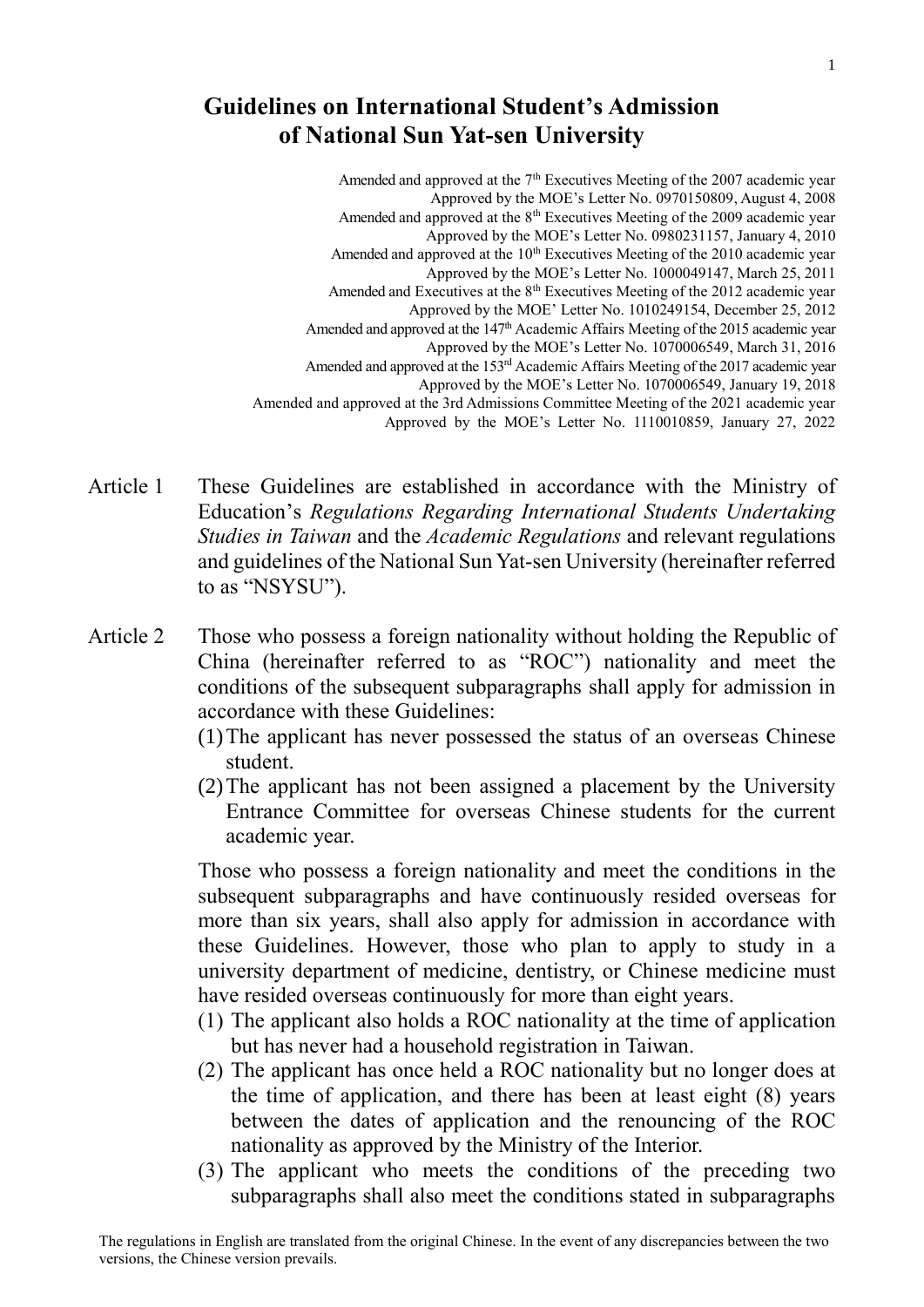# Guidelines on International Student's Admission of National Sun Yat-sen University

Amended and approved at the 7th Executives Meeting of the 2007 academic year
Approved by the MOE's Letter No. 0970150809, August 4, 2008
Amended and approved at the 8th Executives Meeting of the 2009 academic year
Approved by the MOE's Letter No. 0980231157, January 4, 2010
Amended and approved at the 10th Executives Meeting of the 2010 academic year
Approved by the MOE's Letter No. 1000049147, March 25, 2011
Amended and Executives at the 8th Executives Meeting of the 2012 academic year
Approved by the MOE' Letter No. 1010249154, December 25, 2012
Amended and approved at the 147th Academic Affairs Meeting of the 2015 academic year
Approved by the MOE's Letter No. 1070006549, March 31, 2016
Amended and approved at the 153rd Academic Affairs Meeting of the 2017 academic year
Approved by the MOE's Letter No. 1070006549, January 19, 2018
Amended and approved at the 3rd Admissions Committee Meeting of the 2021 academic year
Approved by the MOE's Letter No. 1110010859, January 27, 2022

Article 1 These Guidelines are established in accordance with the Ministry of Education's *Regulations Regarding International Students Undertaking Studies in Taiwan* and the *Academic Regulations* and relevant regulations and guidelines of the National Sun Yat-sen University (hereinafter referred to as "NSYSU").

Article 2 Those who possess a foreign nationality without holding the Republic of China (hereinafter referred to as "ROC") nationality and meet the conditions of the subsequent subparagraphs shall apply for admission in accordance with these Guidelines:

(1) The applicant has never possessed the status of an overseas Chinese student.
(2) The applicant has not been assigned a placement by the University Entrance Committee for overseas Chinese students for the current academic year.

Those who possess a foreign nationality and meet the conditions in the subsequent subparagraphs and have continuously resided overseas for more than six years, shall also apply for admission in accordance with these Guidelines. However, those who plan to apply to study in a university department of medicine, dentistry, or Chinese medicine must have resided overseas continuously for more than eight years.

(1) The applicant also holds a ROC nationality at the time of application but has never had a household registration in Taiwan.
(2) The applicant has once held a ROC nationality but no longer does at the time of application, and there has been at least eight (8) years between the dates of application and the renouncing of the ROC nationality as approved by the Ministry of the Interior.
(3) The applicant who meets the conditions of the preceding two subparagraphs shall also meet the conditions stated in subparagraphs

The regulations in English are translated from the original Chinese. In the event of any discrepancies between the two versions, the Chinese version prevails.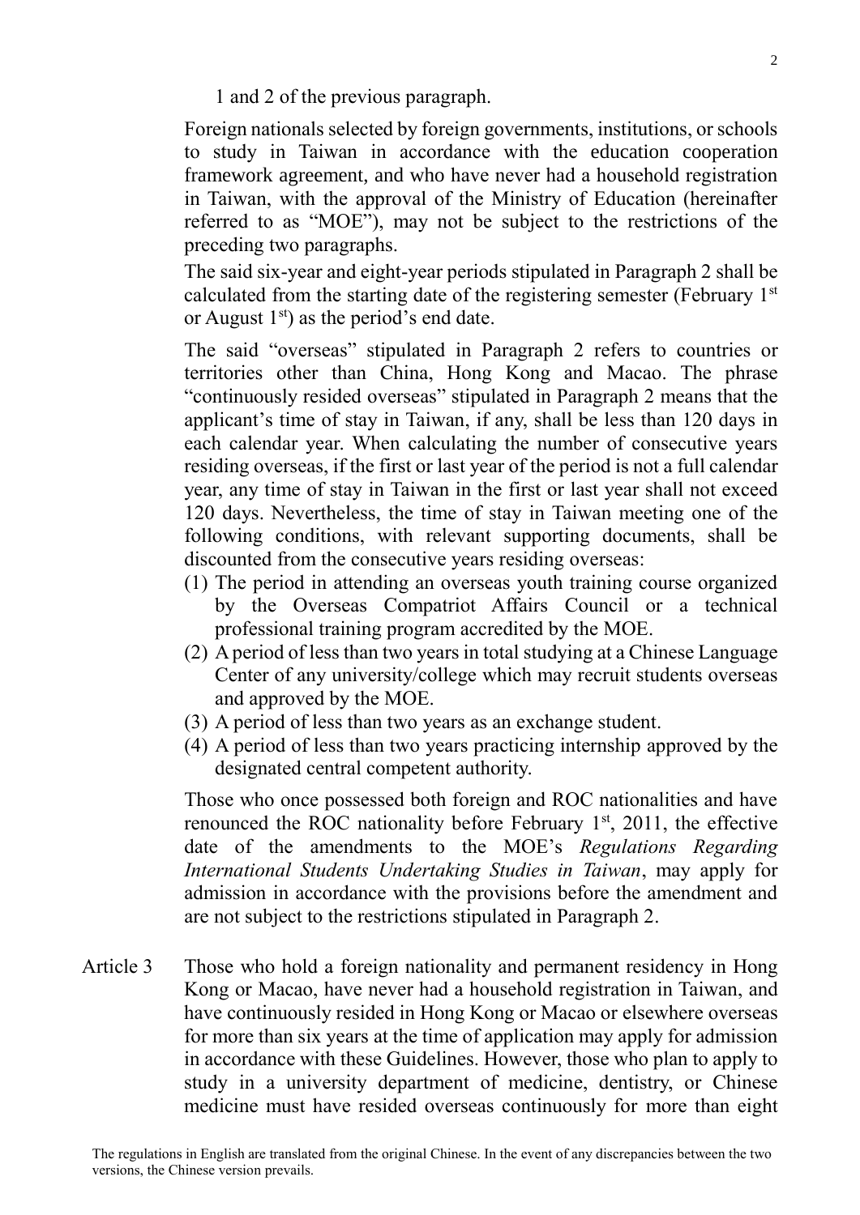1 and 2 of the previous paragraph.

Foreign nationals selected by foreign governments, institutions, or schools to study in Taiwan in accordance with the education cooperation framework agreement, and who have never had a household registration in Taiwan, with the approval of the Ministry of Education (hereinafter referred to as "MOE"), may not be subject to the restrictions of the preceding two paragraphs.

The said six-year and eight-year periods stipulated in Paragraph 2 shall be calculated from the starting date of the registering semester (February 1st or August 1st) as the period's end date.

The said "overseas" stipulated in Paragraph 2 refers to countries or territories other than China, Hong Kong and Macao. The phrase "continuously resided overseas" stipulated in Paragraph 2 means that the applicant's time of stay in Taiwan, if any, shall be less than 120 days in each calendar year. When calculating the number of consecutive years residing overseas, if the first or last year of the period is not a full calendar year, any time of stay in Taiwan in the first or last year shall not exceed 120 days. Nevertheless, the time of stay in Taiwan meeting one of the following conditions, with relevant supporting documents, shall be discounted from the consecutive years residing overseas:

(1) The period in attending an overseas youth training course organized by the Overseas Compatriot Affairs Council or a technical professional training program accredited by the MOE.
(2) A period of less than two years in total studying at a Chinese Language Center of any university/college which may recruit students overseas and approved by the MOE.
(3) A period of less than two years as an exchange student.
(4) A period of less than two years practicing internship approved by the designated central competent authority.

Those who once possessed both foreign and ROC nationalities and have renounced the ROC nationality before February 1st, 2011, the effective date of the amendments to the MOE's *Regulations Regarding International Students Undertaking Studies in Taiwan*, may apply for admission in accordance with the provisions before the amendment and are not subject to the restrictions stipulated in Paragraph 2.

Article 3 Those who hold a foreign nationality and permanent residency in Hong Kong or Macao, have never had a household registration in Taiwan, and have continuously resided in Hong Kong or Macao or elsewhere overseas for more than six years at the time of application may apply for admission in accordance with these Guidelines. However, those who plan to apply to study in a university department of medicine, dentistry, or Chinese medicine must have resided overseas continuously for more than eight

The regulations in English are translated from the original Chinese. In the event of any discrepancies between the two versions, the Chinese version prevails.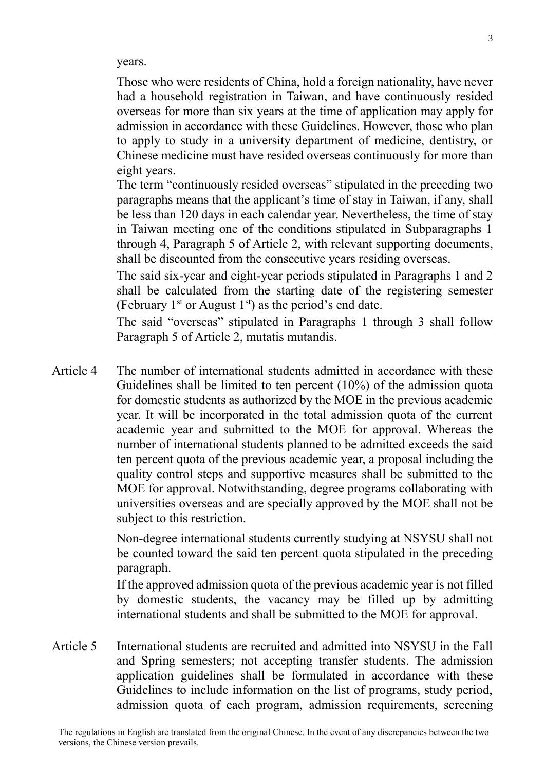years.

Those who were residents of China, hold a foreign nationality, have never had a household registration in Taiwan, and have continuously resided overseas for more than six years at the time of application may apply for admission in accordance with these Guidelines. However, those who plan to apply to study in a university department of medicine, dentistry, or Chinese medicine must have resided overseas continuously for more than eight years.

The term "continuously resided overseas" stipulated in the preceding two paragraphs means that the applicant's time of stay in Taiwan, if any, shall be less than 120 days in each calendar year. Nevertheless, the time of stay in Taiwan meeting one of the conditions stipulated in Subparagraphs 1 through 4, Paragraph 5 of Article 2, with relevant supporting documents, shall be discounted from the consecutive years residing overseas.

The said six-year and eight-year periods stipulated in Paragraphs 1 and 2 shall be calculated from the starting date of the registering semester (February 1st or August 1st) as the period's end date.

The said "overseas" stipulated in Paragraphs 1 through 3 shall follow Paragraph 5 of Article 2, mutatis mutandis.

Article 4 The number of international students admitted in accordance with these Guidelines shall be limited to ten percent (10%) of the admission quota for domestic students as authorized by the MOE in the previous academic year. It will be incorporated in the total admission quota of the current academic year and submitted to the MOE for approval. Whereas the number of international students planned to be admitted exceeds the said ten percent quota of the previous academic year, a proposal including the quality control steps and supportive measures shall be submitted to the MOE for approval. Notwithstanding, degree programs collaborating with universities overseas and are specially approved by the MOE shall not be subject to this restriction.

Non-degree international students currently studying at NSYSU shall not be counted toward the said ten percent quota stipulated in the preceding paragraph.

If the approved admission quota of the previous academic year is not filled by domestic students, the vacancy may be filled up by admitting international students and shall be submitted to the MOE for approval.

Article 5 International students are recruited and admitted into NSYSU in the Fall and Spring semesters; not accepting transfer students. The admission application guidelines shall be formulated in accordance with these Guidelines to include information on the list of programs, study period, admission quota of each program, admission requirements, screening

The regulations in English are translated from the original Chinese. In the event of any discrepancies between the two versions, the Chinese version prevails.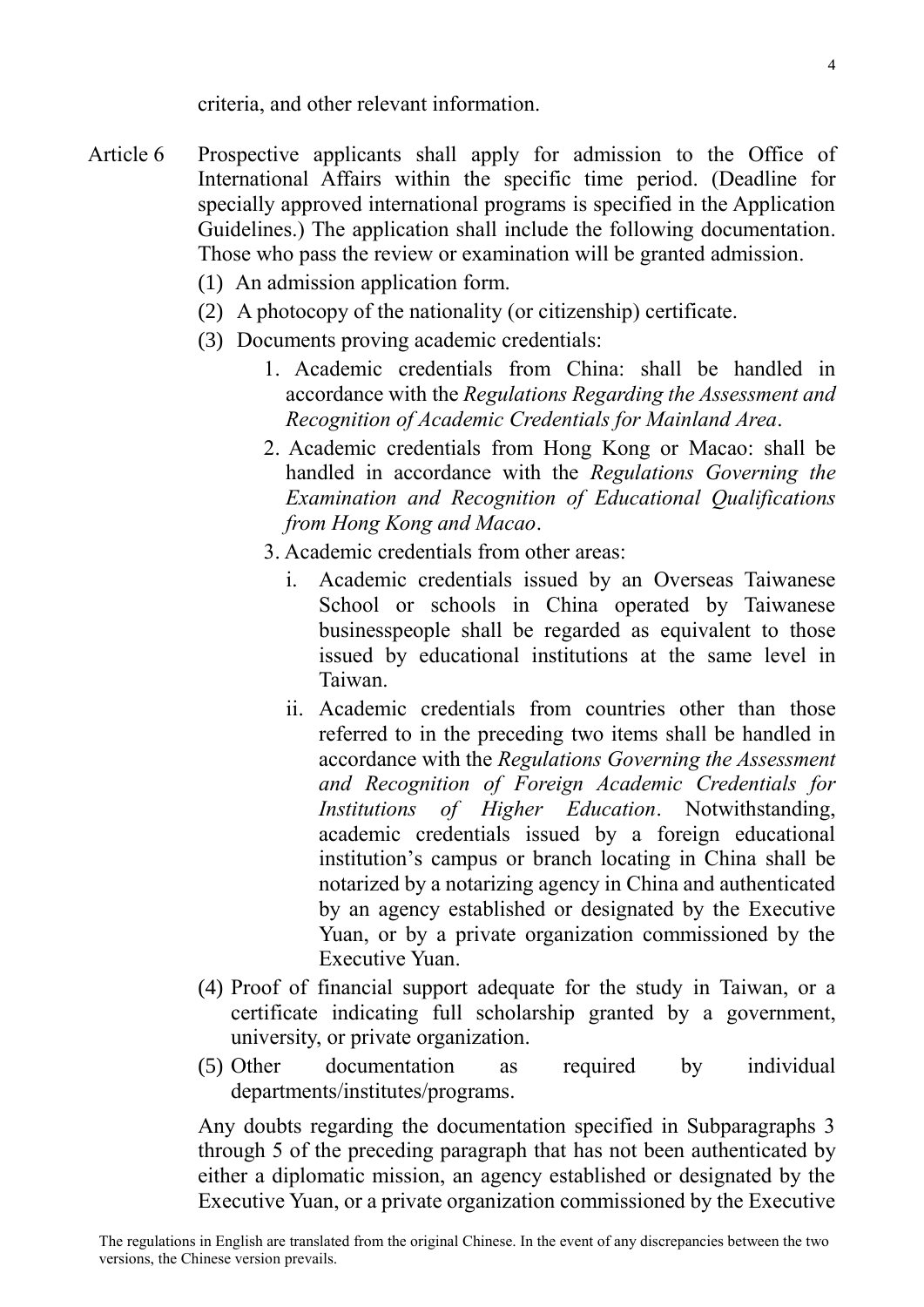criteria, and other relevant information.

Article 6 Prospective applicants shall apply for admission to the Office of International Affairs within the specific time period. (Deadline for specially approved international programs is specified in the Application Guidelines.) The application shall include the following documentation. Those who pass the review or examination will be granted admission.

(1) An admission application form.

(2) A photocopy of the nationality (or citizenship) certificate.

(3) Documents proving academic credentials:

1. Academic credentials from China: shall be handled in accordance with the *Regulations Regarding the Assessment and Recognition of Academic Credentials for Mainland Area*.

2. Academic credentials from Hong Kong or Macao: shall be handled in accordance with the *Regulations Governing the Examination and Recognition of Educational Qualifications from Hong Kong and Macao*.

3. Academic credentials from other areas:

i. Academic credentials issued by an Overseas Taiwanese School or schools in China operated by Taiwanese businesspeople shall be regarded as equivalent to those issued by educational institutions at the same level in Taiwan.

ii. Academic credentials from countries other than those referred to in the preceding two items shall be handled in accordance with the *Regulations Governing the Assessment and Recognition of Foreign Academic Credentials for Institutions of Higher Education*. Notwithstanding, academic credentials issued by a foreign educational institution's campus or branch locating in China shall be notarized by a notarizing agency in China and authenticated by an agency established or designated by the Executive Yuan, or by a private organization commissioned by the Executive Yuan.

(4) Proof of financial support adequate for the study in Taiwan, or a certificate indicating full scholarship granted by a government, university, or private organization.

(5) Other documentation as required by individual departments/institutes/programs.

Any doubts regarding the documentation specified in Subparagraphs 3 through 5 of the preceding paragraph that has not been authenticated by either a diplomatic mission, an agency established or designated by the Executive Yuan, or a private organization commissioned by the Executive

The regulations in English are translated from the original Chinese. In the event of any discrepancies between the two versions, the Chinese version prevails.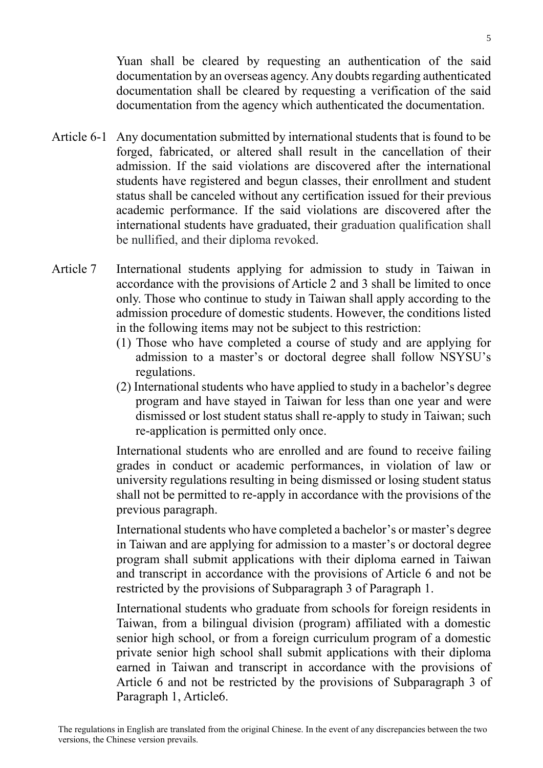Yuan shall be cleared by requesting an authentication of the said documentation by an overseas agency. Any doubts regarding authenticated documentation shall be cleared by requesting a verification of the said documentation from the agency which authenticated the documentation.

Article 6-1 Any documentation submitted by international students that is found to be forged, fabricated, or altered shall result in the cancellation of their admission. If the said violations are discovered after the international students have registered and begun classes, their enrollment and student status shall be canceled without any certification issued for their previous academic performance. If the said violations are discovered after the international students have graduated, their graduation qualification shall be nullified, and their diploma revoked.

Article 7 International students applying for admission to study in Taiwan in accordance with the provisions of Article 2 and 3 shall be limited to once only. Those who continue to study in Taiwan shall apply according to the admission procedure of domestic students. However, the conditions listed in the following items may not be subject to this restriction:

(1) Those who have completed a course of study and are applying for admission to a master's or doctoral degree shall follow NSYSU's regulations.

(2) International students who have applied to study in a bachelor's degree program and have stayed in Taiwan for less than one year and were dismissed or lost student status shall re-apply to study in Taiwan; such re-application is permitted only once.

International students who are enrolled and are found to receive failing grades in conduct or academic performances, in violation of law or university regulations resulting in being dismissed or losing student status shall not be permitted to re-apply in accordance with the provisions of the previous paragraph.

International students who have completed a bachelor's or master's degree in Taiwan and are applying for admission to a master's or doctoral degree program shall submit applications with their diploma earned in Taiwan and transcript in accordance with the provisions of Article 6 and not be restricted by the provisions of Subparagraph 3 of Paragraph 1.

International students who graduate from schools for foreign residents in Taiwan, from a bilingual division (program) affiliated with a domestic senior high school, or from a foreign curriculum program of a domestic private senior high school shall submit applications with their diploma earned in Taiwan and transcript in accordance with the provisions of Article 6 and not be restricted by the provisions of Subparagraph 3 of Paragraph 1, Article6.

The regulations in English are translated from the original Chinese. In the event of any discrepancies between the two versions, the Chinese version prevails.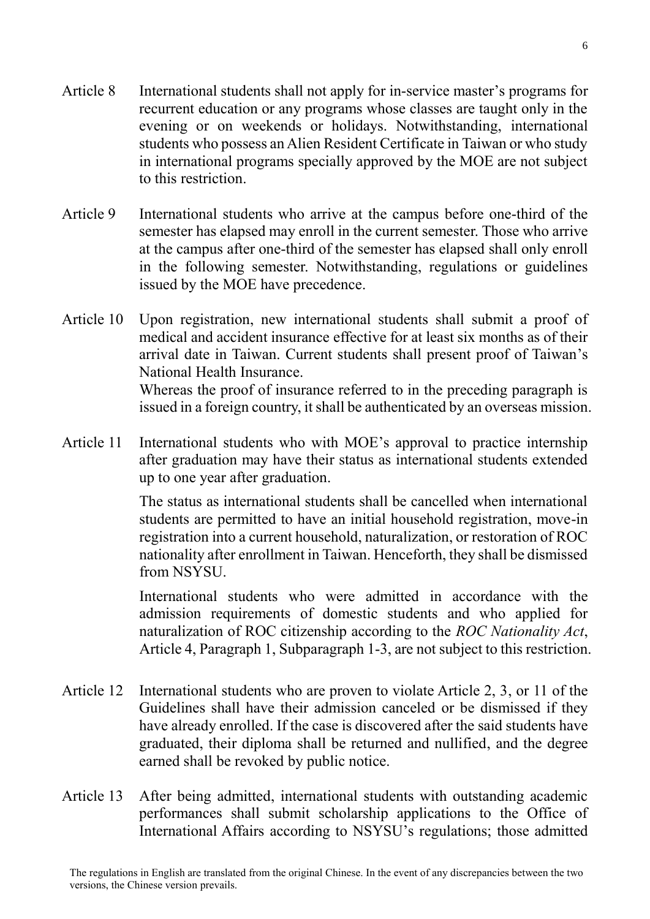Article 8 International students shall not apply for in-service master's programs for recurrent education or any programs whose classes are taught only in the evening or on weekends or holidays. Notwithstanding, international students who possess an Alien Resident Certificate in Taiwan or who study in international programs specially approved by the MOE are not subject to this restriction.

Article 9 International students who arrive at the campus before one-third of the semester has elapsed may enroll in the current semester. Those who arrive at the campus after one-third of the semester has elapsed shall only enroll in the following semester. Notwithstanding, regulations or guidelines issued by the MOE have precedence.

Article 10 Upon registration, new international students shall submit a proof of medical and accident insurance effective for at least six months as of their arrival date in Taiwan. Current students shall present proof of Taiwan's National Health Insurance.

Whereas the proof of insurance referred to in the preceding paragraph is issued in a foreign country, it shall be authenticated by an overseas mission.

Article 11 International students who with MOE's approval to practice internship after graduation may have their status as international students extended up to one year after graduation.

The status as international students shall be cancelled when international students are permitted to have an initial household registration, move-in registration into a current household, naturalization, or restoration of ROC nationality after enrollment in Taiwan. Henceforth, they shall be dismissed from NSYSU.

International students who were admitted in accordance with the admission requirements of domestic students and who applied for naturalization of ROC citizenship according to the *ROC Nationality Act*, Article 4, Paragraph 1, Subparagraph 1-3, are not subject to this restriction.

Article 12 International students who are proven to violate Article 2, 3, or 11 of the Guidelines shall have their admission canceled or be dismissed if they have already enrolled. If the case is discovered after the said students have graduated, their diploma shall be returned and nullified, and the degree earned shall be revoked by public notice.

Article 13 After being admitted, international students with outstanding academic performances shall submit scholarship applications to the Office of International Affairs according to NSYSU's regulations; those admitted

The regulations in English are translated from the original Chinese. In the event of any discrepancies between the two versions, the Chinese version prevails.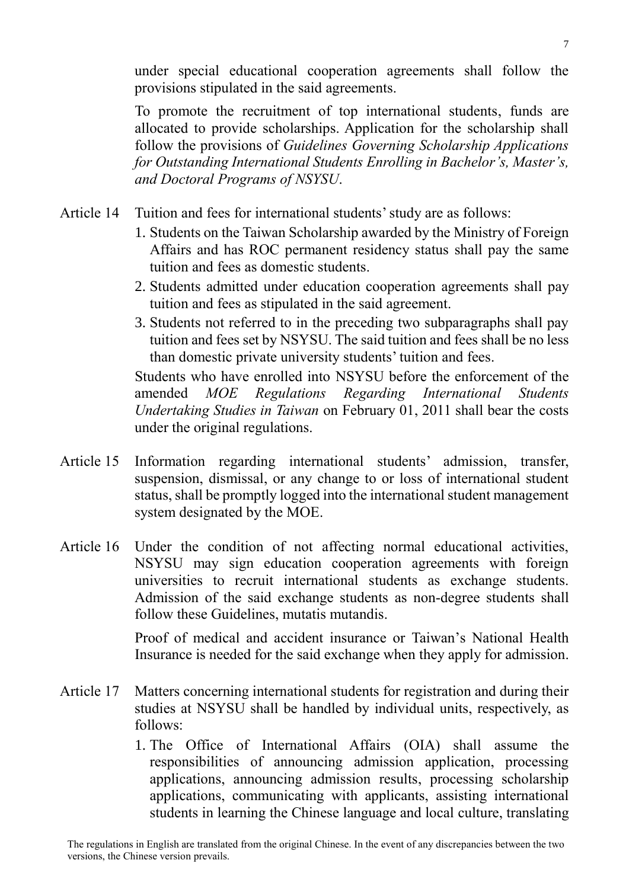under special educational cooperation agreements shall follow the provisions stipulated in the said agreements.

To promote the recruitment of top international students, funds are allocated to provide scholarships. Application for the scholarship shall follow the provisions of *Guidelines Governing Scholarship Applications for Outstanding International Students Enrolling in Bachelor's, Master's, and Doctoral Programs of NSYSU*.

Article 14 Tuition and fees for international students' study are as follows:

1. Students on the Taiwan Scholarship awarded by the Ministry of Foreign Affairs and has ROC permanent residency status shall pay the same tuition and fees as domestic students.
2. Students admitted under education cooperation agreements shall pay tuition and fees as stipulated in the said agreement.
3. Students not referred to in the preceding two subparagraphs shall pay tuition and fees set by NSYSU. The said tuition and fees shall be no less than domestic private university students' tuition and fees.

Students who have enrolled into NSYSU before the enforcement of the amended *MOE Regulations Regarding International Students Undertaking Studies in Taiwan* on February 01, 2011 shall bear the costs under the original regulations.

Article 15 Information regarding international students' admission, transfer, suspension, dismissal, or any change to or loss of international student status, shall be promptly logged into the international student management system designated by the MOE.

Article 16 Under the condition of not affecting normal educational activities, NSYSU may sign education cooperation agreements with foreign universities to recruit international students as exchange students. Admission of the said exchange students as non-degree students shall follow these Guidelines, mutatis mutandis.

Proof of medical and accident insurance or Taiwan's National Health Insurance is needed for the said exchange when they apply for admission.

Article 17 Matters concerning international students for registration and during their studies at NSYSU shall be handled by individual units, respectively, as follows:

1. The Office of International Affairs (OIA) shall assume the responsibilities of announcing admission application, processing applications, announcing admission results, processing scholarship applications, communicating with applicants, assisting international students in learning the Chinese language and local culture, translating

The regulations in English are translated from the original Chinese. In the event of any discrepancies between the two versions, the Chinese version prevails.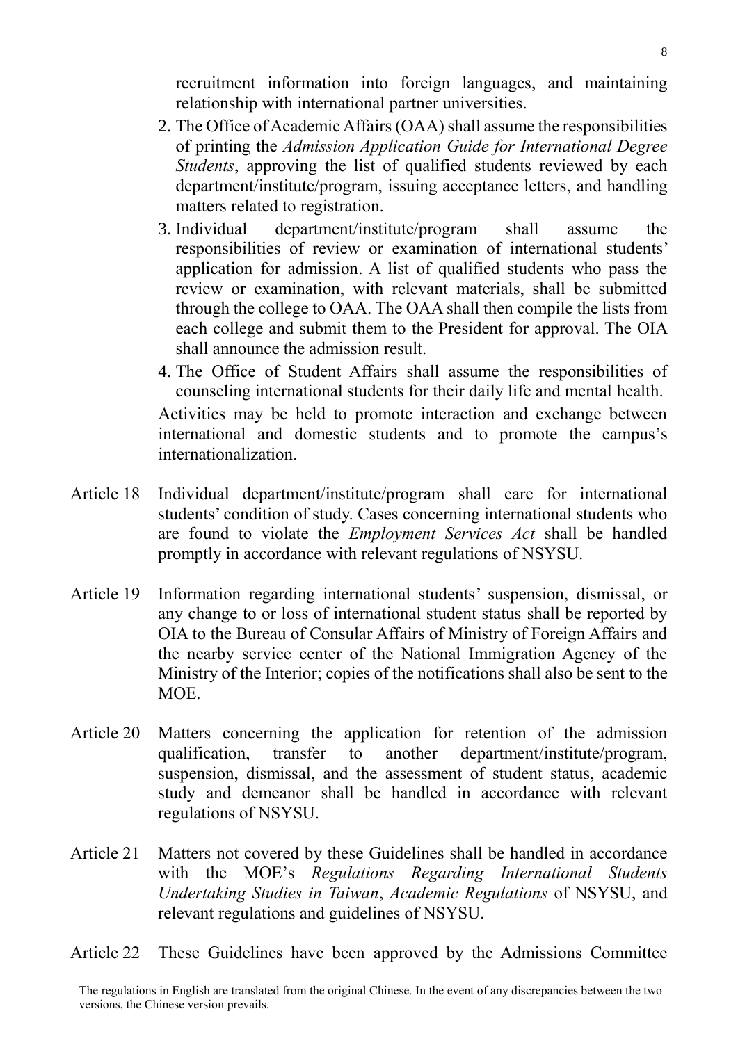recruitment information into foreign languages, and maintaining relationship with international partner universities.

2. The Office of Academic Affairs (OAA) shall assume the responsibilities of printing the *Admission Application Guide for International Degree Students*, approving the list of qualified students reviewed by each department/institute/program, issuing acceptance letters, and handling matters related to registration.
3. Individual department/institute/program shall assume the responsibilities of review or examination of international students' application for admission. A list of qualified students who pass the review or examination, with relevant materials, shall be submitted through the college to OAA. The OAA shall then compile the lists from each college and submit them to the President for approval. The OIA shall announce the admission result.
4. The Office of Student Affairs shall assume the responsibilities of counseling international students for their daily life and mental health.

Activities may be held to promote interaction and exchange between international and domestic students and to promote the campus's internationalization.

Article 18 Individual department/institute/program shall care for international students' condition of study. Cases concerning international students who are found to violate the *Employment Services Act* shall be handled promptly in accordance with relevant regulations of NSYSU.

Article 19 Information regarding international students' suspension, dismissal, or any change to or loss of international student status shall be reported by OIA to the Bureau of Consular Affairs of Ministry of Foreign Affairs and the nearby service center of the National Immigration Agency of the Ministry of the Interior; copies of the notifications shall also be sent to the MOE.

Article 20 Matters concerning the application for retention of the admission qualification, transfer to another department/institute/program, suspension, dismissal, and the assessment of student status, academic study and demeanor shall be handled in accordance with relevant regulations of NSYSU.

Article 21 Matters not covered by these Guidelines shall be handled in accordance with the MOE's *Regulations Regarding International Students Undertaking Studies in Taiwan*, *Academic Regulations* of NSYSU, and relevant regulations and guidelines of NSYSU.

Article 22 These Guidelines have been approved by the Admissions Committee

The regulations in English are translated from the original Chinese. In the event of any discrepancies between the two versions, the Chinese version prevails.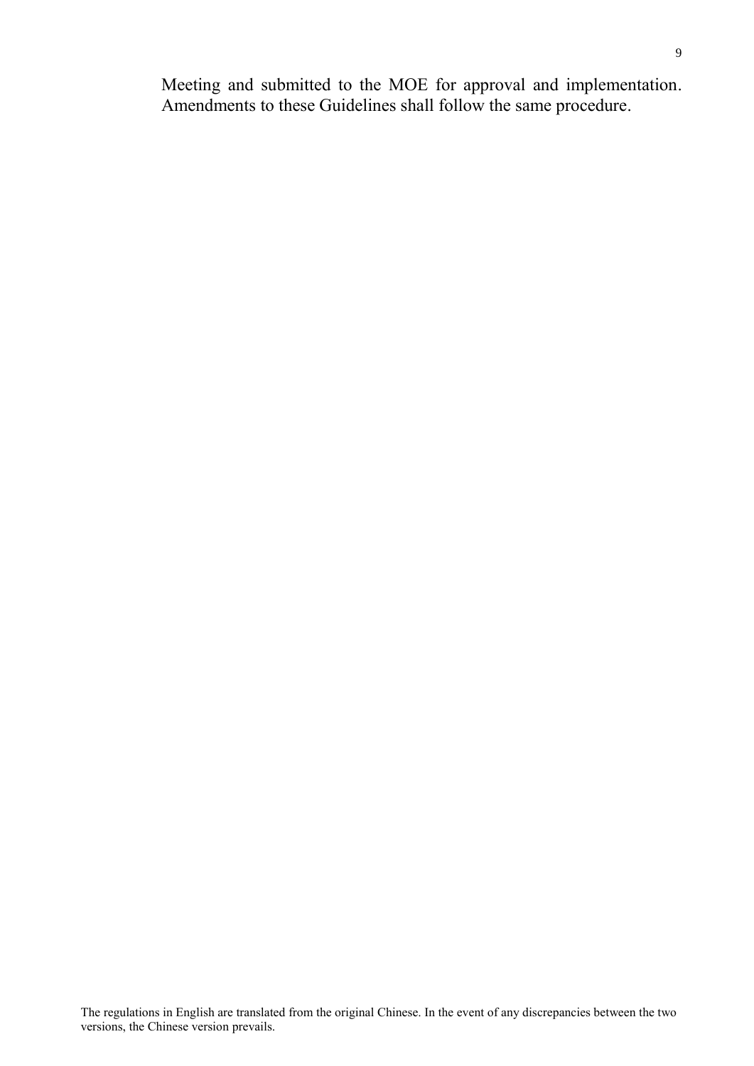Meeting and submitted to the MOE for approval and implementation. Amendments to these Guidelines shall follow the same procedure.